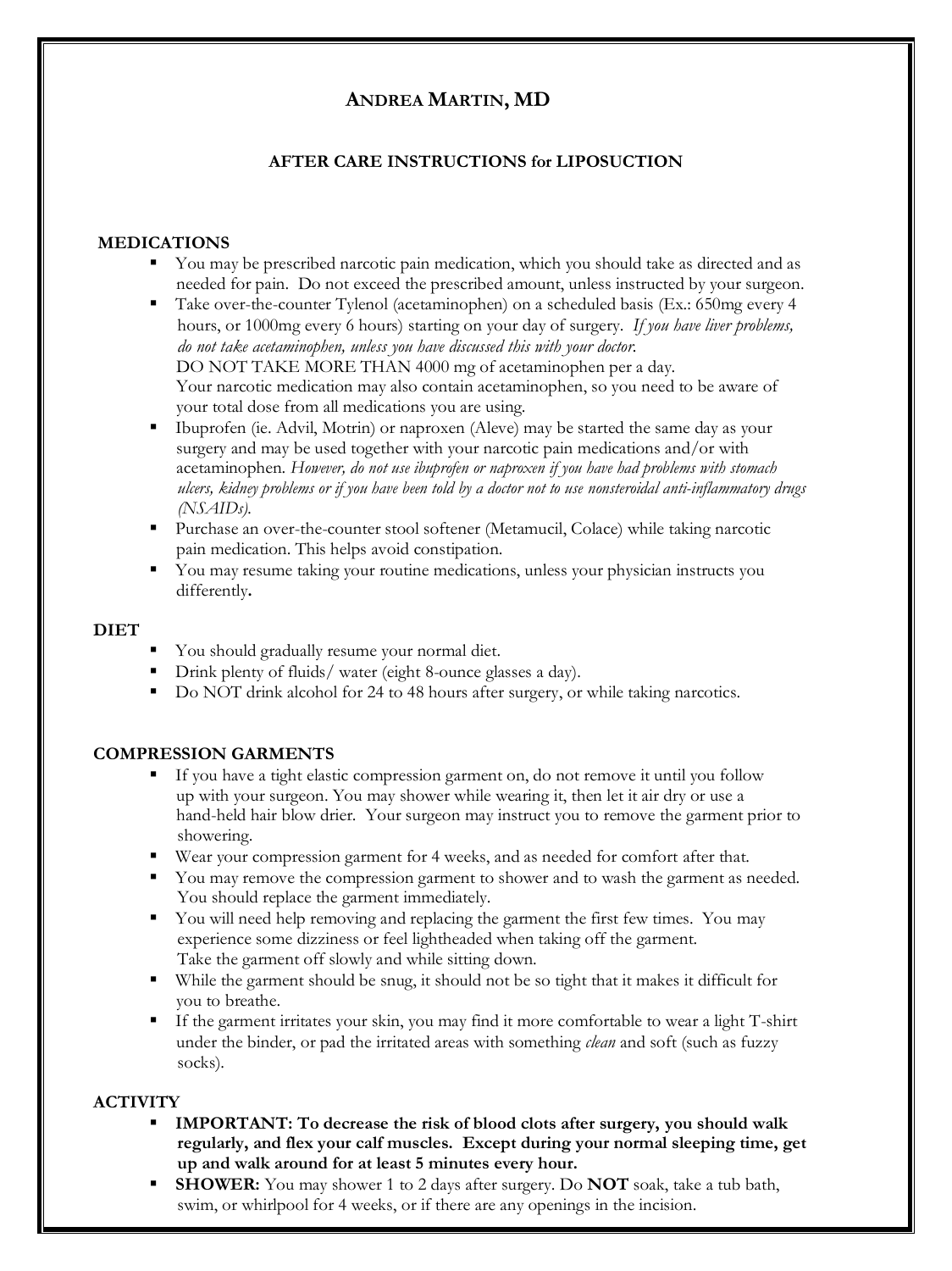# ANDREA MARTIN, MD

## AFTER CARE INSTRUCTIONS for LIPOSUCTION

### MEDICATIONS

- You may be prescribed narcotic pain medication, which you should take as directed and as needed for pain. Do not exceed the prescribed amount, unless instructed by your surgeon.
- Take over-the-counter Tylenol (acetaminophen) on a scheduled basis (Ex.: 650mg every 4 hours, or 1000mg every 6 hours) starting on your day of surgery. *If you have liver problems, do not take acetaminophen, unless you have discussed this with your doctor.*
  DO NOT TAKE MORE THAN 4000 mg of acetaminophen per a day.
  Your narcotic medication may also contain acetaminophen, so you need to be aware of your total dose from all medications you are using.
- Ibuprofen (ie. Advil, Motrin) or naproxen (Aleve) may be started the same day as your surgery and may be used together with your narcotic pain medications and/or with acetaminophen. *However, do not use ibuprofen or naproxen if you have had problems with stomach ulcers, kidney problems or if you have been told by a doctor not to use nonsteroidal anti-inflammatory drugs (NSAIDs).*
- Purchase an over-the-counter stool softener (Metamucil, Colace) while taking narcotic pain medication. This helps avoid constipation.
- You may resume taking your routine medications, unless your physician instructs you differently**.**

### DIET

- You should gradually resume your normal diet.
- Drink plenty of fluids/ water (eight 8-ounce glasses a day).
- Do NOT drink alcohol for 24 to 48 hours after surgery, or while taking narcotics.

### COMPRESSION GARMENTS

- If you have a tight elastic compression garment on, do not remove it until you follow up with your surgeon. You may shower while wearing it, then let it air dry or use a hand-held hair blow drier. Your surgeon may instruct you to remove the garment prior to showering.
- Wear your compression garment for 4 weeks, and as needed for comfort after that.
- You may remove the compression garment to shower and to wash the garment as needed. You should replace the garment immediately.
- You will need help removing and replacing the garment the first few times. You may experience some dizziness or feel lightheaded when taking off the garment. Take the garment off slowly and while sitting down.
- While the garment should be snug, it should not be so tight that it makes it difficult for you to breathe.
- If the garment irritates your skin, you may find it more comfortable to wear a light T-shirt under the binder, or pad the irritated areas with something *clean* and soft (such as fuzzy socks).

### ACTIVITY

- **IMPORTANT: To decrease the risk of blood clots after surgery, you should walk regularly, and flex your calf muscles. Except during your normal sleeping time, get up and walk around for at least 5 minutes every hour.**
- **SHOWER:** You may shower 1 to 2 days after surgery. Do **NOT** soak, take a tub bath, swim, or whirlpool for 4 weeks, or if there are any openings in the incision.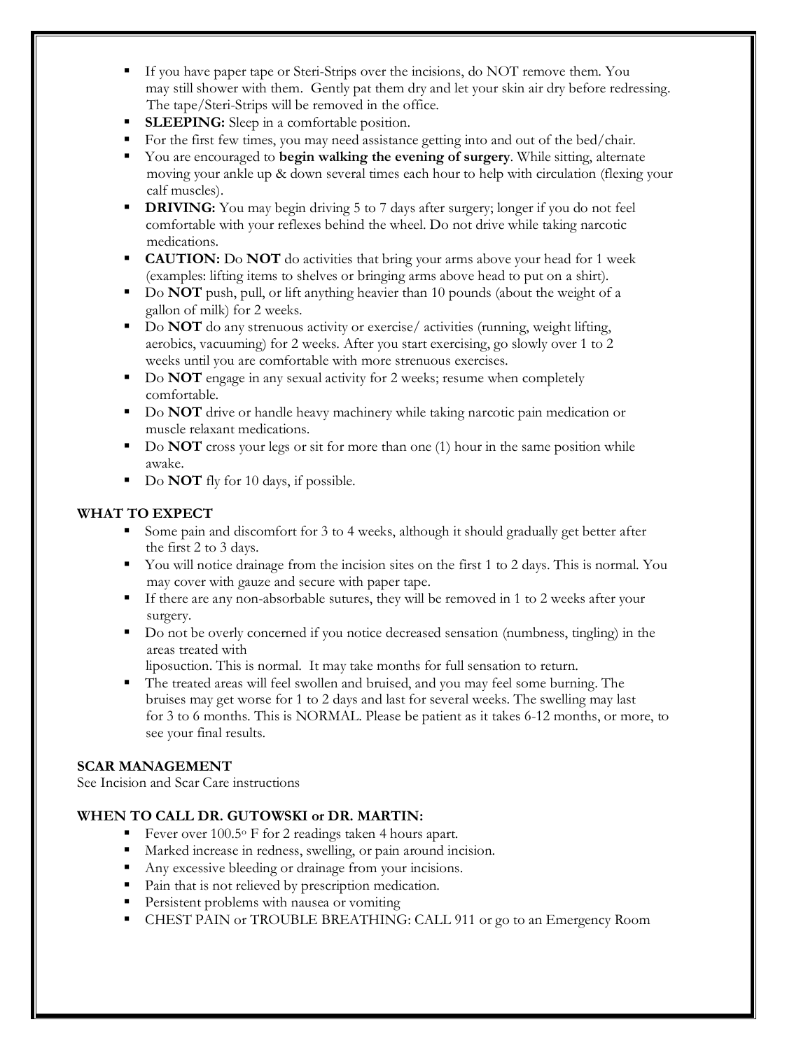- If you have paper tape or Steri-Strips over the incisions, do NOT remove them. You may still shower with them. Gently pat them dry and let your skin air dry before redressing. The tape/Steri-Strips will be removed in the office.
- **SLEEPING:** Sleep in a comfortable position.
- For the first few times, you may need assistance getting into and out of the bed/chair.
- You are encouraged to **begin walking the evening of surgery**. While sitting, alternate moving your ankle up & down several times each hour to help with circulation (flexing your calf muscles).
- **DRIVING:** You may begin driving 5 to 7 days after surgery; longer if you do not feel comfortable with your reflexes behind the wheel. Do not drive while taking narcotic medications.
- **CAUTION:** Do **NOT** do activities that bring your arms above your head for 1 week (examples: lifting items to shelves or bringing arms above head to put on a shirt).
- Do **NOT** push, pull, or lift anything heavier than 10 pounds (about the weight of a gallon of milk) for 2 weeks.
- Do **NOT** do any strenuous activity or exercise/ activities (running, weight lifting, aerobics, vacuuming) for 2 weeks. After you start exercising, go slowly over 1 to 2 weeks until you are comfortable with more strenuous exercises.
- Do **NOT** engage in any sexual activity for 2 weeks; resume when completely comfortable.
- Do **NOT** drive or handle heavy machinery while taking narcotic pain medication or muscle relaxant medications.
- Do **NOT** cross your legs or sit for more than one (1) hour in the same position while awake.
- Do **NOT** fly for 10 days, if possible.

**WHAT TO EXPECT**

- Some pain and discomfort for 3 to 4 weeks, although it should gradually get better after the first 2 to 3 days.
- You will notice drainage from the incision sites on the first 1 to 2 days. This is normal. You may cover with gauze and secure with paper tape.
- If there are any non-absorbable sutures, they will be removed in 1 to 2 weeks after your surgery.
- Do not be overly concerned if you notice decreased sensation (numbness, tingling) in the areas treated with liposuction. This is normal. It may take months for full sensation to return.
- The treated areas will feel swollen and bruised, and you may feel some burning. The bruises may get worse for 1 to 2 days and last for several weeks. The swelling may last for 3 to 6 months. This is NORMAL. Please be patient as it takes 6-12 months, or more, to see your final results.

**SCAR MANAGEMENT**

See Incision and Scar Care instructions

**WHEN TO CALL DR. GUTOWSKI or DR. MARTIN:**

- Fever over 100.5° F for 2 readings taken 4 hours apart.
- Marked increase in redness, swelling, or pain around incision.
- Any excessive bleeding or drainage from your incisions.
- Pain that is not relieved by prescription medication.
- Persistent problems with nausea or vomiting
- CHEST PAIN or TROUBLE BREATHING: CALL 911 or go to an Emergency Room